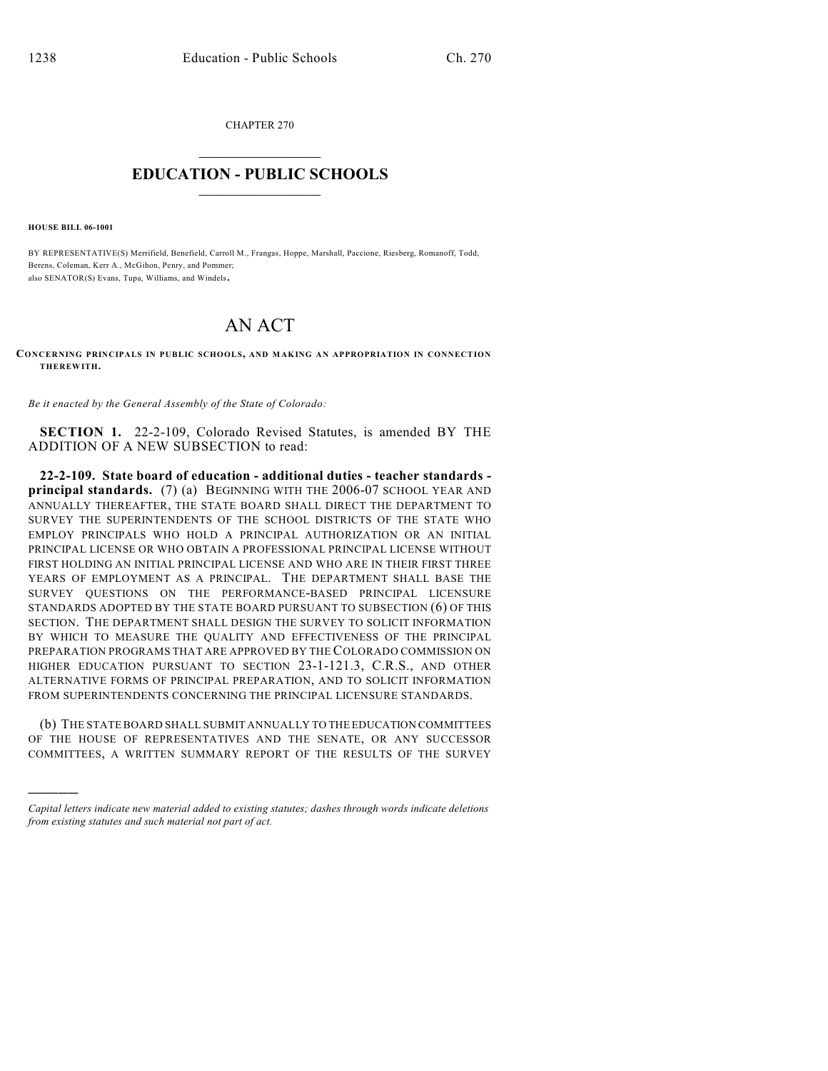CHAPTER 270

# EDUCATION - PUBLIC SCHOOLS

**HOUSE BILL 06-1001**

BY REPRESENTATIVE(S) Merrifield, Benefield, Carroll M., Frangas, Hoppe, Marshall, Paccione, Riesberg, Romanoff, Todd, Berens, Coleman, Kerr A., McGihon, Penry, and Pommer;
also SENATOR(S) Evans, Tupa, Williams, and Windels.

# AN ACT

**CONCERNING PRINCIPALS IN PUBLIC SCHOOLS, AND MAKING AN APPROPRIATION IN CONNECTION THEREWITH.**

*Be it enacted by the General Assembly of the State of Colorado:*

**SECTION 1.** 22-2-109, Colorado Revised Statutes, is amended BY THE ADDITION OF A NEW SUBSECTION to read:

**22-2-109. State board of education - additional duties - teacher standards - principal standards.** (7) (a) BEGINNING WITH THE 2006-07 SCHOOL YEAR AND ANNUALLY THEREAFTER, THE STATE BOARD SHALL DIRECT THE DEPARTMENT TO SURVEY THE SUPERINTENDENTS OF THE SCHOOL DISTRICTS OF THE STATE WHO EMPLOY PRINCIPALS WHO HOLD A PRINCIPAL AUTHORIZATION OR AN INITIAL PRINCIPAL LICENSE OR WHO OBTAIN A PROFESSIONAL PRINCIPAL LICENSE WITHOUT FIRST HOLDING AN INITIAL PRINCIPAL LICENSE AND WHO ARE IN THEIR FIRST THREE YEARS OF EMPLOYMENT AS A PRINCIPAL. THE DEPARTMENT SHALL BASE THE SURVEY QUESTIONS ON THE PERFORMANCE-BASED PRINCIPAL LICENSURE STANDARDS ADOPTED BY THE STATE BOARD PURSUANT TO SUBSECTION (6) OF THIS SECTION. THE DEPARTMENT SHALL DESIGN THE SURVEY TO SOLICIT INFORMATION BY WHICH TO MEASURE THE QUALITY AND EFFECTIVENESS OF THE PRINCIPAL PREPARATION PROGRAMS THAT ARE APPROVED BY THE COLORADO COMMISSION ON HIGHER EDUCATION PURSUANT TO SECTION 23-1-121.3, C.R.S., AND OTHER ALTERNATIVE FORMS OF PRINCIPAL PREPARATION, AND TO SOLICIT INFORMATION FROM SUPERINTENDENTS CONCERNING THE PRINCIPAL LICENSURE STANDARDS.

(b) THE STATE BOARD SHALL SUBMIT ANNUALLY TO THE EDUCATION COMMITTEES OF THE HOUSE OF REPRESENTATIVES AND THE SENATE, OR ANY SUCCESSOR COMMITTEES, A WRITTEN SUMMARY REPORT OF THE RESULTS OF THE SURVEY

---

*Capital letters indicate new material added to existing statutes; dashes through words indicate deletions from existing statutes and such material not part of act.*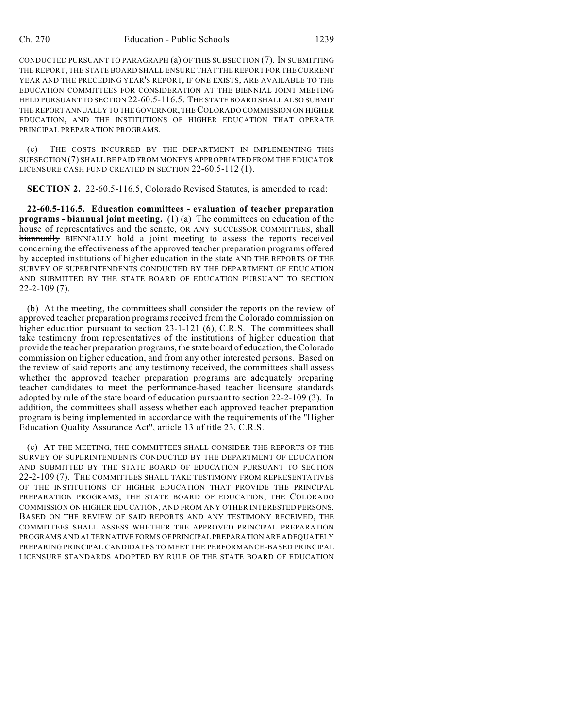CONDUCTED PURSUANT TO PARAGRAPH (a) OF THIS SUBSECTION (7). IN SUBMITTING THE REPORT, THE STATE BOARD SHALL ENSURE THAT THE REPORT FOR THE CURRENT YEAR AND THE PRECEDING YEAR'S REPORT, IF ONE EXISTS, ARE AVAILABLE TO THE EDUCATION COMMITTEES FOR CONSIDERATION AT THE BIENNIAL JOINT MEETING HELD PURSUANT TO SECTION 22-60.5-116.5. THE STATE BOARD SHALL ALSO SUBMIT THE REPORT ANNUALLY TO THE GOVERNOR, THE COLORADO COMMISSION ON HIGHER EDUCATION, AND THE INSTITUTIONS OF HIGHER EDUCATION THAT OPERATE PRINCIPAL PREPARATION PROGRAMS.

(c) THE COSTS INCURRED BY THE DEPARTMENT IN IMPLEMENTING THIS SUBSECTION (7) SHALL BE PAID FROM MONEYS APPROPRIATED FROM THE EDUCATOR LICENSURE CASH FUND CREATED IN SECTION 22-60.5-112 (1).

**SECTION 2.** 22-60.5-116.5, Colorado Revised Statutes, is amended to read:

**22-60.5-116.5. Education committees - evaluation of teacher preparation programs - biannual joint meeting.** (1) (a) The committees on education of the house of representatives and the senate, OR ANY SUCCESSOR COMMITTEES, shall ~~biannually~~ BIENNIALLY hold a joint meeting to assess the reports received concerning the effectiveness of the approved teacher preparation programs offered by accepted institutions of higher education in the state AND THE REPORTS OF THE SURVEY OF SUPERINTENDENTS CONDUCTED BY THE DEPARTMENT OF EDUCATION AND SUBMITTED BY THE STATE BOARD OF EDUCATION PURSUANT TO SECTION 22-2-109 (7).

(b) At the meeting, the committees shall consider the reports on the review of approved teacher preparation programs received from the Colorado commission on higher education pursuant to section 23-1-121 (6), C.R.S. The committees shall take testimony from representatives of the institutions of higher education that provide the teacher preparation programs, the state board of education, the Colorado commission on higher education, and from any other interested persons. Based on the review of said reports and any testimony received, the committees shall assess whether the approved teacher preparation programs are adequately preparing teacher candidates to meet the performance-based teacher licensure standards adopted by rule of the state board of education pursuant to section 22-2-109 (3). In addition, the committees shall assess whether each approved teacher preparation program is being implemented in accordance with the requirements of the "Higher Education Quality Assurance Act", article 13 of title 23, C.R.S.

(c) AT THE MEETING, THE COMMITTEES SHALL CONSIDER THE REPORTS OF THE SURVEY OF SUPERINTENDENTS CONDUCTED BY THE DEPARTMENT OF EDUCATION AND SUBMITTED BY THE STATE BOARD OF EDUCATION PURSUANT TO SECTION 22-2-109 (7). THE COMMITTEES SHALL TAKE TESTIMONY FROM REPRESENTATIVES OF THE INSTITUTIONS OF HIGHER EDUCATION THAT PROVIDE THE PRINCIPAL PREPARATION PROGRAMS, THE STATE BOARD OF EDUCATION, THE COLORADO COMMISSION ON HIGHER EDUCATION, AND FROM ANY OTHER INTERESTED PERSONS. BASED ON THE REVIEW OF SAID REPORTS AND ANY TESTIMONY RECEIVED, THE COMMITTEES SHALL ASSESS WHETHER THE APPROVED PRINCIPAL PREPARATION PROGRAMS AND ALTERNATIVE FORMS OF PRINCIPAL PREPARATION ARE ADEQUATELY PREPARING PRINCIPAL CANDIDATES TO MEET THE PERFORMANCE-BASED PRINCIPAL LICENSURE STANDARDS ADOPTED BY RULE OF THE STATE BOARD OF EDUCATION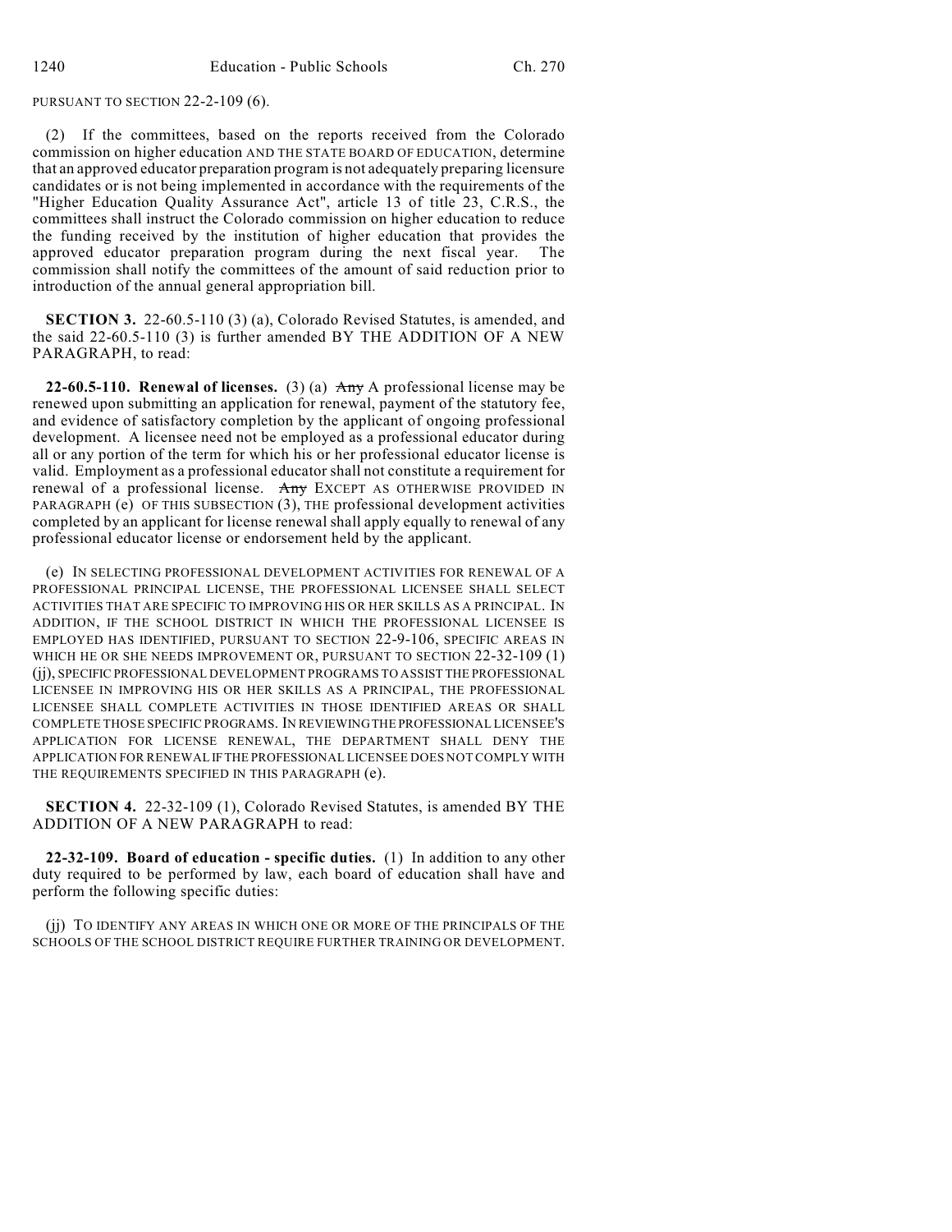PURSUANT TO SECTION 22-2-109 (6).

(2) If the committees, based on the reports received from the Colorado commission on higher education AND THE STATE BOARD OF EDUCATION, determine that an approved educator preparation program is not adequately preparing licensure candidates or is not being implemented in accordance with the requirements of the "Higher Education Quality Assurance Act", article 13 of title 23, C.R.S., the committees shall instruct the Colorado commission on higher education to reduce the funding received by the institution of higher education that provides the approved educator preparation program during the next fiscal year. The commission shall notify the committees of the amount of said reduction prior to introduction of the annual general appropriation bill.

**SECTION 3.** 22-60.5-110 (3) (a), Colorado Revised Statutes, is amended, and the said 22-60.5-110 (3) is further amended BY THE ADDITION OF A NEW PARAGRAPH, to read:

**22-60.5-110. Renewal of licenses.** (3) (a) ~~Any~~ A professional license may be renewed upon submitting an application for renewal, payment of the statutory fee, and evidence of satisfactory completion by the applicant of ongoing professional development. A licensee need not be employed as a professional educator during all or any portion of the term for which his or her professional educator license is valid. Employment as a professional educator shall not constitute a requirement for renewal of a professional license. ~~Any~~ EXCEPT AS OTHERWISE PROVIDED IN PARAGRAPH (e) OF THIS SUBSECTION (3), THE professional development activities completed by an applicant for license renewal shall apply equally to renewal of any professional educator license or endorsement held by the applicant.

(e) IN SELECTING PROFESSIONAL DEVELOPMENT ACTIVITIES FOR RENEWAL OF A PROFESSIONAL PRINCIPAL LICENSE, THE PROFESSIONAL LICENSEE SHALL SELECT ACTIVITIES THAT ARE SPECIFIC TO IMPROVING HIS OR HER SKILLS AS A PRINCIPAL. IN ADDITION, IF THE SCHOOL DISTRICT IN WHICH THE PROFESSIONAL LICENSEE IS EMPLOYED HAS IDENTIFIED, PURSUANT TO SECTION 22-9-106, SPECIFIC AREAS IN WHICH HE OR SHE NEEDS IMPROVEMENT OR, PURSUANT TO SECTION 22-32-109 (1) (jj), SPECIFIC PROFESSIONAL DEVELOPMENT PROGRAMS TO ASSIST THE PROFESSIONAL LICENSEE IN IMPROVING HIS OR HER SKILLS AS A PRINCIPAL, THE PROFESSIONAL LICENSEE SHALL COMPLETE ACTIVITIES IN THOSE IDENTIFIED AREAS OR SHALL COMPLETE THOSE SPECIFIC PROGRAMS. IN REVIEWING THE PROFESSIONAL LICENSEE'S APPLICATION FOR LICENSE RENEWAL, THE DEPARTMENT SHALL DENY THE APPLICATION FOR RENEWAL IF THE PROFESSIONAL LICENSEE DOES NOT COMPLY WITH THE REQUIREMENTS SPECIFIED IN THIS PARAGRAPH (e).

**SECTION 4.** 22-32-109 (1), Colorado Revised Statutes, is amended BY THE ADDITION OF A NEW PARAGRAPH to read:

**22-32-109. Board of education - specific duties.** (1) In addition to any other duty required to be performed by law, each board of education shall have and perform the following specific duties:

(jj) TO IDENTIFY ANY AREAS IN WHICH ONE OR MORE OF THE PRINCIPALS OF THE SCHOOLS OF THE SCHOOL DISTRICT REQUIRE FURTHER TRAINING OR DEVELOPMENT.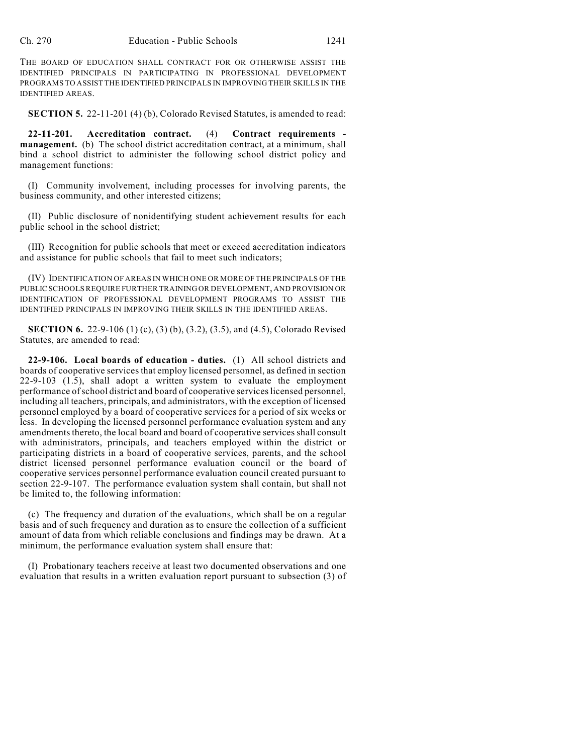THE BOARD OF EDUCATION SHALL CONTRACT FOR OR OTHERWISE ASSIST THE IDENTIFIED PRINCIPALS IN PARTICIPATING IN PROFESSIONAL DEVELOPMENT PROGRAMS TO ASSIST THE IDENTIFIED PRINCIPALS IN IMPROVING THEIR SKILLS IN THE IDENTIFIED AREAS.

**SECTION 5.** 22-11-201 (4) (b), Colorado Revised Statutes, is amended to read:

**22-11-201. Accreditation contract.** (4) **Contract requirements - management.** (b) The school district accreditation contract, at a minimum, shall bind a school district to administer the following school district policy and management functions:

(I) Community involvement, including processes for involving parents, the business community, and other interested citizens;

(II) Public disclosure of nonidentifying student achievement results for each public school in the school district;

(III) Recognition for public schools that meet or exceed accreditation indicators and assistance for public schools that fail to meet such indicators;

(IV) IDENTIFICATION OF AREAS IN WHICH ONE OR MORE OF THE PRINCIPALS OF THE PUBLIC SCHOOLS REQUIRE FURTHER TRAINING OR DEVELOPMENT, AND PROVISION OR IDENTIFICATION OF PROFESSIONAL DEVELOPMENT PROGRAMS TO ASSIST THE IDENTIFIED PRINCIPALS IN IMPROVING THEIR SKILLS IN THE IDENTIFIED AREAS.

**SECTION 6.** 22-9-106 (1) (c), (3) (b), (3.2), (3.5), and (4.5), Colorado Revised Statutes, are amended to read:

**22-9-106. Local boards of education - duties.** (1) All school districts and boards of cooperative services that employ licensed personnel, as defined in section 22-9-103 (1.5), shall adopt a written system to evaluate the employment performance of school district and board of cooperative services licensed personnel, including all teachers, principals, and administrators, with the exception of licensed personnel employed by a board of cooperative services for a period of six weeks or less. In developing the licensed personnel performance evaluation system and any amendments thereto, the local board and board of cooperative services shall consult with administrators, principals, and teachers employed within the district or participating districts in a board of cooperative services, parents, and the school district licensed personnel performance evaluation council or the board of cooperative services personnel performance evaluation council created pursuant to section 22-9-107. The performance evaluation system shall contain, but shall not be limited to, the following information:

(c) The frequency and duration of the evaluations, which shall be on a regular basis and of such frequency and duration as to ensure the collection of a sufficient amount of data from which reliable conclusions and findings may be drawn. At a minimum, the performance evaluation system shall ensure that:

(I) Probationary teachers receive at least two documented observations and one evaluation that results in a written evaluation report pursuant to subsection (3) of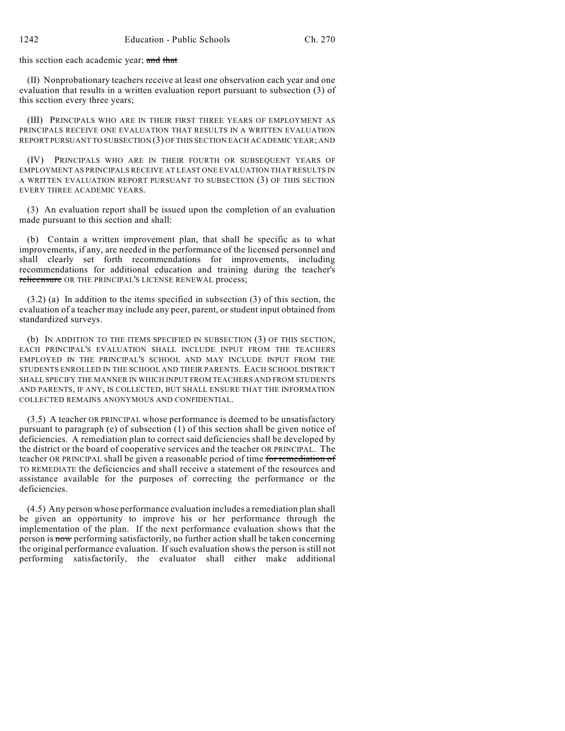this section each academic year; ~~and that~~

(II) Nonprobationary teachers receive at least one observation each year and one evaluation that results in a written evaluation report pursuant to subsection (3) of this section every three years;

(III) PRINCIPALS WHO ARE IN THEIR FIRST THREE YEARS OF EMPLOYMENT AS PRINCIPALS RECEIVE ONE EVALUATION THAT RESULTS IN A WRITTEN EVALUATION REPORT PURSUANT TO SUBSECTION (3) OF THIS SECTION EACH ACADEMIC YEAR; AND

(IV) PRINCIPALS WHO ARE IN THEIR FOURTH OR SUBSEQUENT YEARS OF EMPLOYMENT AS PRINCIPALS RECEIVE AT LEAST ONE EVALUATION THAT RESULTS IN A WRITTEN EVALUATION REPORT PURSUANT TO SUBSECTION (3) OF THIS SECTION EVERY THREE ACADEMIC YEARS.

(3) An evaluation report shall be issued upon the completion of an evaluation made pursuant to this section and shall:

(b) Contain a written improvement plan, that shall be specific as to what improvements, if any, are needed in the performance of the licensed personnel and shall clearly set forth recommendations for improvements, including recommendations for additional education and training during the teacher's ~~relicensure~~ OR THE PRINCIPAL'S LICENSE RENEWAL process;

(3.2) (a) In addition to the items specified in subsection (3) of this section, the evaluation of a teacher may include any peer, parent, or student input obtained from standardized surveys.

(b) IN ADDITION TO THE ITEMS SPECIFIED IN SUBSECTION (3) OF THIS SECTION, EACH PRINCIPAL'S EVALUATION SHALL INCLUDE INPUT FROM THE TEACHERS EMPLOYED IN THE PRINCIPAL'S SCHOOL AND MAY INCLUDE INPUT FROM THE STUDENTS ENROLLED IN THE SCHOOL AND THEIR PARENTS. EACH SCHOOL DISTRICT SHALL SPECIFY THE MANNER IN WHICH INPUT FROM TEACHERS AND FROM STUDENTS AND PARENTS, IF ANY, IS COLLECTED, BUT SHALL ENSURE THAT THE INFORMATION COLLECTED REMAINS ANONYMOUS AND CONFIDENTIAL.

(3.5) A teacher OR PRINCIPAL whose performance is deemed to be unsatisfactory pursuant to paragraph (e) of subsection (1) of this section shall be given notice of deficiencies. A remediation plan to correct said deficiencies shall be developed by the district or the board of cooperative services and the teacher OR PRINCIPAL. The teacher OR PRINCIPAL shall be given a reasonable period of time ~~for remediation of~~ TO REMEDIATE the deficiencies and shall receive a statement of the resources and assistance available for the purposes of correcting the performance or the deficiencies.

(4.5) Any person whose performance evaluation includes a remediation plan shall be given an opportunity to improve his or her performance through the implementation of the plan. If the next performance evaluation shows that the person is ~~now~~ performing satisfactorily, no further action shall be taken concerning the original performance evaluation. If such evaluation shows the person is still not performing satisfactorily, the evaluator shall either make additional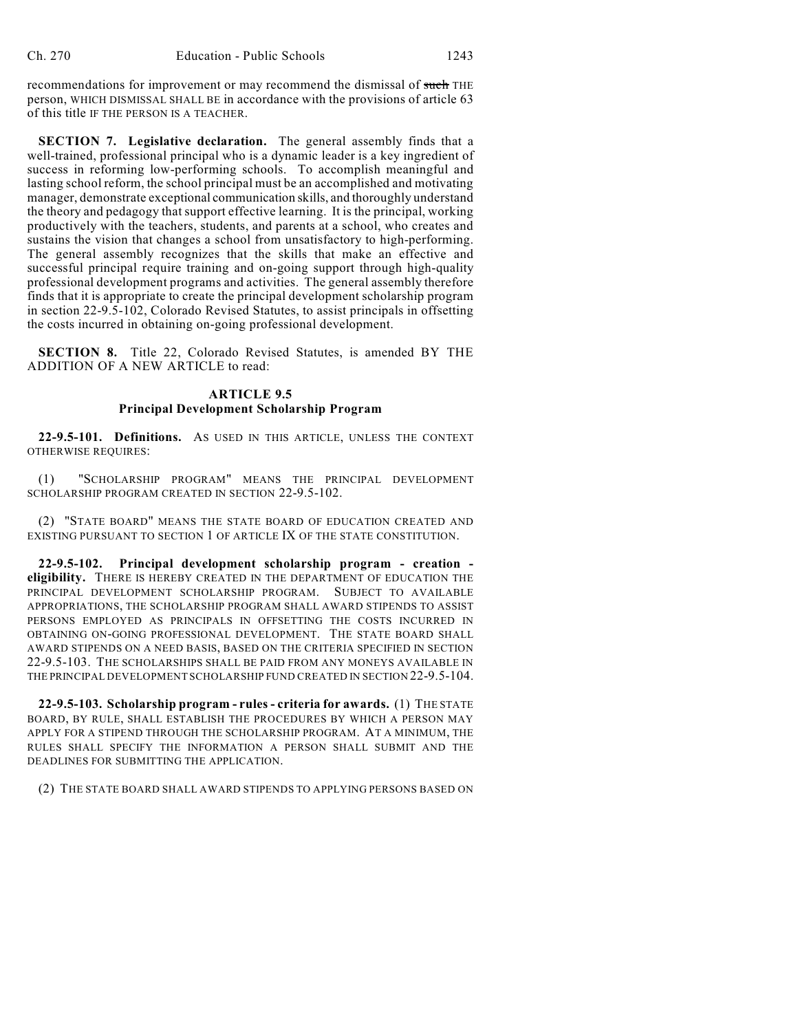recommendations for improvement or may recommend the dismissal of ~~such~~ THE person, WHICH DISMISSAL SHALL BE in accordance with the provisions of article 63 of this title IF THE PERSON IS A TEACHER.

**SECTION 7. Legislative declaration.** The general assembly finds that a well-trained, professional principal who is a dynamic leader is a key ingredient of success in reforming low-performing schools. To accomplish meaningful and lasting school reform, the school principal must be an accomplished and motivating manager, demonstrate exceptional communication skills, and thoroughly understand the theory and pedagogy that support effective learning. It is the principal, working productively with the teachers, students, and parents at a school, who creates and sustains the vision that changes a school from unsatisfactory to high-performing. The general assembly recognizes that the skills that make an effective and successful principal require training and on-going support through high-quality professional development programs and activities. The general assembly therefore finds that it is appropriate to create the principal development scholarship program in section 22-9.5-102, Colorado Revised Statutes, to assist principals in offsetting the costs incurred in obtaining on-going professional development.

**SECTION 8.** Title 22, Colorado Revised Statutes, is amended BY THE ADDITION OF A NEW ARTICLE to read:

### ARTICLE 9.5
### Principal Development Scholarship Program

**22-9.5-101. Definitions.** AS USED IN THIS ARTICLE, UNLESS THE CONTEXT OTHERWISE REQUIRES:

(1) "SCHOLARSHIP PROGRAM" MEANS THE PRINCIPAL DEVELOPMENT SCHOLARSHIP PROGRAM CREATED IN SECTION 22-9.5-102.

(2) "STATE BOARD" MEANS THE STATE BOARD OF EDUCATION CREATED AND EXISTING PURSUANT TO SECTION 1 OF ARTICLE IX OF THE STATE CONSTITUTION.

**22-9.5-102. Principal development scholarship program - creation - eligibility.** THERE IS HEREBY CREATED IN THE DEPARTMENT OF EDUCATION THE PRINCIPAL DEVELOPMENT SCHOLARSHIP PROGRAM. SUBJECT TO AVAILABLE APPROPRIATIONS, THE SCHOLARSHIP PROGRAM SHALL AWARD STIPENDS TO ASSIST PERSONS EMPLOYED AS PRINCIPALS IN OFFSETTING THE COSTS INCURRED IN OBTAINING ON-GOING PROFESSIONAL DEVELOPMENT. THE STATE BOARD SHALL AWARD STIPENDS ON A NEED BASIS, BASED ON THE CRITERIA SPECIFIED IN SECTION 22-9.5-103. THE SCHOLARSHIPS SHALL BE PAID FROM ANY MONEYS AVAILABLE IN THE PRINCIPAL DEVELOPMENT SCHOLARSHIP FUND CREATED IN SECTION 22-9.5-104.

**22-9.5-103. Scholarship program - rules - criteria for awards.** (1) THE STATE BOARD, BY RULE, SHALL ESTABLISH THE PROCEDURES BY WHICH A PERSON MAY APPLY FOR A STIPEND THROUGH THE SCHOLARSHIP PROGRAM. AT A MINIMUM, THE RULES SHALL SPECIFY THE INFORMATION A PERSON SHALL SUBMIT AND THE DEADLINES FOR SUBMITTING THE APPLICATION.

(2) THE STATE BOARD SHALL AWARD STIPENDS TO APPLYING PERSONS BASED ON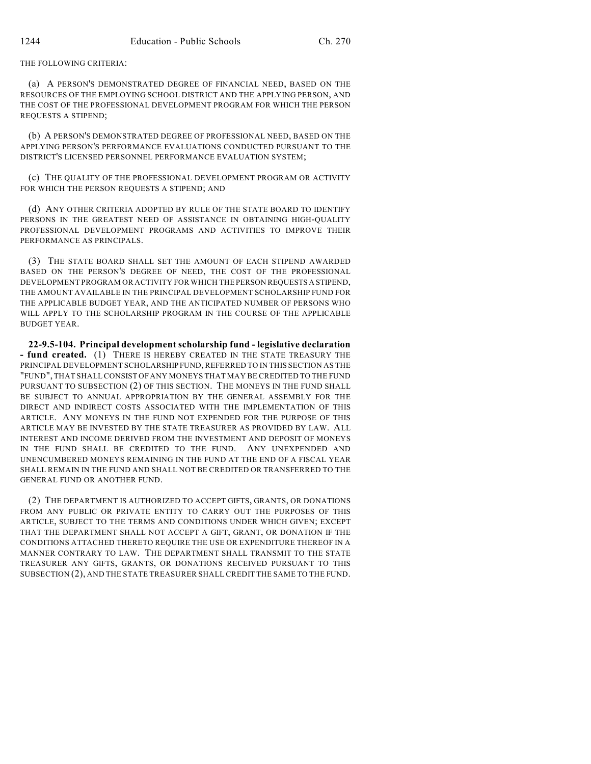THE FOLLOWING CRITERIA:

(a) A PERSON'S DEMONSTRATED DEGREE OF FINANCIAL NEED, BASED ON THE RESOURCES OF THE EMPLOYING SCHOOL DISTRICT AND THE APPLYING PERSON, AND THE COST OF THE PROFESSIONAL DEVELOPMENT PROGRAM FOR WHICH THE PERSON REQUESTS A STIPEND;

(b) A PERSON'S DEMONSTRATED DEGREE OF PROFESSIONAL NEED, BASED ON THE APPLYING PERSON'S PERFORMANCE EVALUATIONS CONDUCTED PURSUANT TO THE DISTRICT'S LICENSED PERSONNEL PERFORMANCE EVALUATION SYSTEM;

(c) THE QUALITY OF THE PROFESSIONAL DEVELOPMENT PROGRAM OR ACTIVITY FOR WHICH THE PERSON REQUESTS A STIPEND; AND

(d) ANY OTHER CRITERIA ADOPTED BY RULE OF THE STATE BOARD TO IDENTIFY PERSONS IN THE GREATEST NEED OF ASSISTANCE IN OBTAINING HIGH-QUALITY PROFESSIONAL DEVELOPMENT PROGRAMS AND ACTIVITIES TO IMPROVE THEIR PERFORMANCE AS PRINCIPALS.

(3) THE STATE BOARD SHALL SET THE AMOUNT OF EACH STIPEND AWARDED BASED ON THE PERSON'S DEGREE OF NEED, THE COST OF THE PROFESSIONAL DEVELOPMENT PROGRAM OR ACTIVITY FOR WHICH THE PERSON REQUESTS A STIPEND, THE AMOUNT AVAILABLE IN THE PRINCIPAL DEVELOPMENT SCHOLARSHIP FUND FOR THE APPLICABLE BUDGET YEAR, AND THE ANTICIPATED NUMBER OF PERSONS WHO WILL APPLY TO THE SCHOLARSHIP PROGRAM IN THE COURSE OF THE APPLICABLE BUDGET YEAR.

**22-9.5-104. Principal development scholarship fund - legislative declaration - fund created.** (1) THERE IS HEREBY CREATED IN THE STATE TREASURY THE PRINCIPAL DEVELOPMENT SCHOLARSHIP FUND, REFERRED TO IN THIS SECTION AS THE "FUND", THAT SHALL CONSIST OF ANY MONEYS THAT MAY BE CREDITED TO THE FUND PURSUANT TO SUBSECTION (2) OF THIS SECTION. THE MONEYS IN THE FUND SHALL BE SUBJECT TO ANNUAL APPROPRIATION BY THE GENERAL ASSEMBLY FOR THE DIRECT AND INDIRECT COSTS ASSOCIATED WITH THE IMPLEMENTATION OF THIS ARTICLE. ANY MONEYS IN THE FUND NOT EXPENDED FOR THE PURPOSE OF THIS ARTICLE MAY BE INVESTED BY THE STATE TREASURER AS PROVIDED BY LAW. ALL INTEREST AND INCOME DERIVED FROM THE INVESTMENT AND DEPOSIT OF MONEYS IN THE FUND SHALL BE CREDITED TO THE FUND. ANY UNEXPENDED AND UNENCUMBERED MONEYS REMAINING IN THE FUND AT THE END OF A FISCAL YEAR SHALL REMAIN IN THE FUND AND SHALL NOT BE CREDITED OR TRANSFERRED TO THE GENERAL FUND OR ANOTHER FUND.

(2) THE DEPARTMENT IS AUTHORIZED TO ACCEPT GIFTS, GRANTS, OR DONATIONS FROM ANY PUBLIC OR PRIVATE ENTITY TO CARRY OUT THE PURPOSES OF THIS ARTICLE, SUBJECT TO THE TERMS AND CONDITIONS UNDER WHICH GIVEN; EXCEPT THAT THE DEPARTMENT SHALL NOT ACCEPT A GIFT, GRANT, OR DONATION IF THE CONDITIONS ATTACHED THERETO REQUIRE THE USE OR EXPENDITURE THEREOF IN A MANNER CONTRARY TO LAW. THE DEPARTMENT SHALL TRANSMIT TO THE STATE TREASURER ANY GIFTS, GRANTS, OR DONATIONS RECEIVED PURSUANT TO THIS SUBSECTION (2), AND THE STATE TREASURER SHALL CREDIT THE SAME TO THE FUND.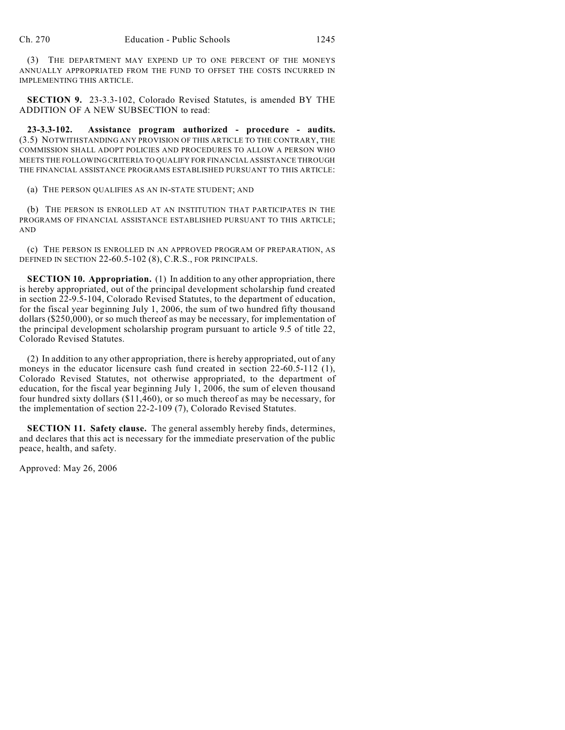(3) THE DEPARTMENT MAY EXPEND UP TO ONE PERCENT OF THE MONEYS ANNUALLY APPROPRIATED FROM THE FUND TO OFFSET THE COSTS INCURRED IN IMPLEMENTING THIS ARTICLE.

**SECTION 9.** 23-3.3-102, Colorado Revised Statutes, is amended BY THE ADDITION OF A NEW SUBSECTION to read:

**23-3.3-102. Assistance program authorized - procedure - audits.** (3.5) NOTWITHSTANDING ANY PROVISION OF THIS ARTICLE TO THE CONTRARY, THE COMMISSION SHALL ADOPT POLICIES AND PROCEDURES TO ALLOW A PERSON WHO MEETS THE FOLLOWING CRITERIA TO QUALIFY FOR FINANCIAL ASSISTANCE THROUGH THE FINANCIAL ASSISTANCE PROGRAMS ESTABLISHED PURSUANT TO THIS ARTICLE:

(a) THE PERSON QUALIFIES AS AN IN-STATE STUDENT; AND

(b) THE PERSON IS ENROLLED AT AN INSTITUTION THAT PARTICIPATES IN THE PROGRAMS OF FINANCIAL ASSISTANCE ESTABLISHED PURSUANT TO THIS ARTICLE; AND

(c) THE PERSON IS ENROLLED IN AN APPROVED PROGRAM OF PREPARATION, AS DEFINED IN SECTION 22-60.5-102 (8), C.R.S., FOR PRINCIPALS.

**SECTION 10. Appropriation.** (1) In addition to any other appropriation, there is hereby appropriated, out of the principal development scholarship fund created in section 22-9.5-104, Colorado Revised Statutes, to the department of education, for the fiscal year beginning July 1, 2006, the sum of two hundred fifty thousand dollars ($250,000), or so much thereof as may be necessary, for implementation of the principal development scholarship program pursuant to article 9.5 of title 22, Colorado Revised Statutes.

(2) In addition to any other appropriation, there is hereby appropriated, out of any moneys in the educator licensure cash fund created in section 22-60.5-112 (1), Colorado Revised Statutes, not otherwise appropriated, to the department of education, for the fiscal year beginning July 1, 2006, the sum of eleven thousand four hundred sixty dollars ($11,460), or so much thereof as may be necessary, for the implementation of section 22-2-109 (7), Colorado Revised Statutes.

**SECTION 11. Safety clause.** The general assembly hereby finds, determines, and declares that this act is necessary for the immediate preservation of the public peace, health, and safety.

Approved: May 26, 2006